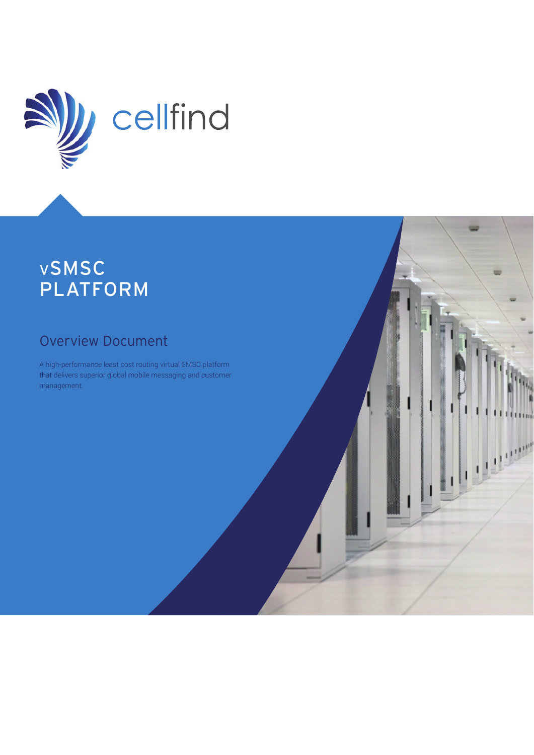cellfind

# vSMSC PLATFORM

## Overview Document

A high-performance least cost routing virtual SMSC platform that delivers superior global mobile messaging and customer management.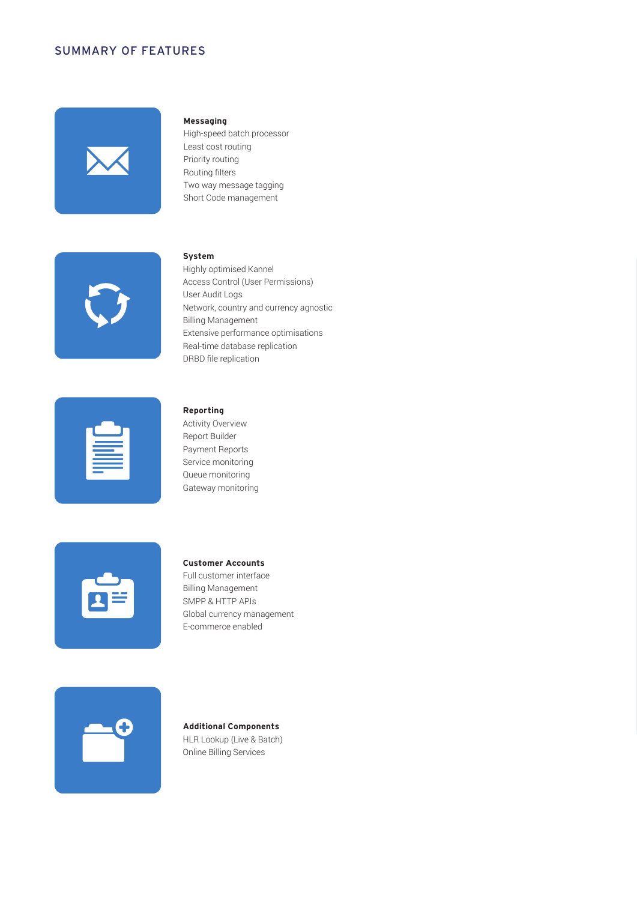## SUMMARY OF FEATURES

### Messaging

- High-speed batch processor
- Least cost routing
- Priority routing
- Routing filters
- Two way message tagging
- Short Code management

### System

- Highly optimised Kannel
- Access Control (User Permissions)
- User Audit Logs
- Network, country and currency agnostic
- Billing Management
- Extensive performance optimisations
- Real-time database replication
- DRBD file replication

### Reporting

- Activity Overview
- Report Builder
- Payment Reports
- Service monitoring
- Queue monitoring
- Gateway monitoring

### Customer Accounts

- Full customer interface
- Billing Management
- SMPP & HTTP APIs
- Global currency management
- E-commerce enabled

### Additional Components

- HLR Lookup (Live & Batch)
- Online Billing Services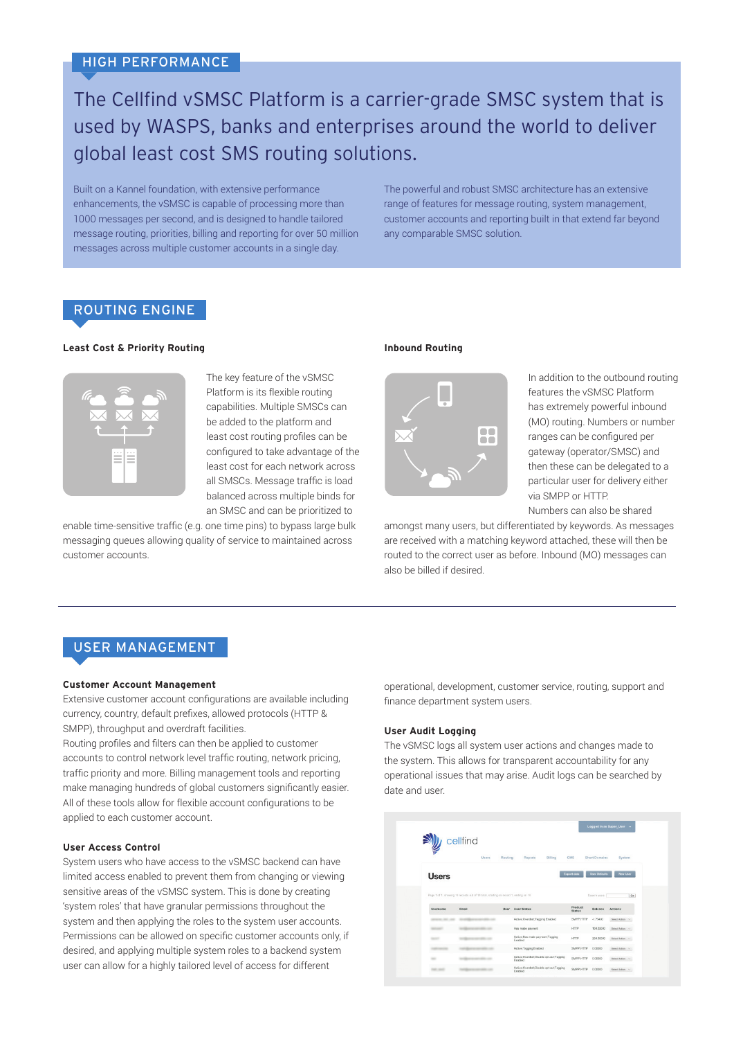## HIGH PERFORMANCE

The Cellfind vSMSC Platform is a carrier-grade SMSC system that is used by WASPS, banks and enterprises around the world to deliver global least cost SMS routing solutions.

Built on a Kannel foundation, with extensive performance enhancements, the vSMSC is capable of processing more than 1000 messages per second, and is designed to handle tailored message routing, priorities, billing and reporting for over 50 million messages across multiple customer accounts in a single day.

The powerful and robust SMSC architecture has an extensive range of features for message routing, system management, customer accounts and reporting built in that extend far beyond any comparable SMSC solution.

## ROUTING ENGINE

### Least Cost & Priority Routing

The key feature of the vSMSC Platform is its flexible routing capabilities. Multiple SMSCs can be added to the platform and least cost routing profiles can be configured to take advantage of the least cost for each network across all SMSCs. Message traffic is load balanced across multiple binds for an SMSC and can be prioritized to enable time-sensitive traffic (e.g. one time pins) to bypass large bulk messaging queues allowing quality of service to maintained across customer accounts.

### Inbound Routing

In addition to the outbound routing features the vSMSC Platform has extremely powerful inbound (MO) routing. Numbers or number ranges can be configured per gateway (operator/SMSC) and then these can be delegated to a particular user for delivery either via SMPP or HTTP. Numbers can also be shared amongst many users, but differentiated by keywords. As messages are received with a matching keyword attached, these will then be routed to the correct user as before. Inbound (MO) messages can also be billed if desired.

## USER MANAGEMENT

### Customer Account Management

Extensive customer account configurations are available including currency, country, default prefixes, allowed protocols (HTTP & SMPP), throughput and overdraft facilities.
Routing profiles and filters can then be applied to customer accounts to control network level traffic routing, network pricing, traffic priority and more. Billing management tools and reporting make managing hundreds of global customers significantly easier. All of these tools allow for flexible account configurations to be applied to each customer account.

### User Access Control

System users who have access to the vSMSC backend can have limited access enabled to prevent them from changing or viewing sensitive areas of the vSMSC system. This is done by creating 'system roles' that have granular permissions throughout the system and then applying the roles to the system user accounts. Permissions can be allowed on specific customer accounts only, if desired, and applying multiple system roles to a backend system user can allow for a highly tailored level of access for different operational, development, customer service, routing, support and finance department system users.

### User Audit Logging

The vSMSC logs all system user actions and changes made to the system. This allows for transparent accountability for any operational issues that may arise. Audit logs can be searched by date and user.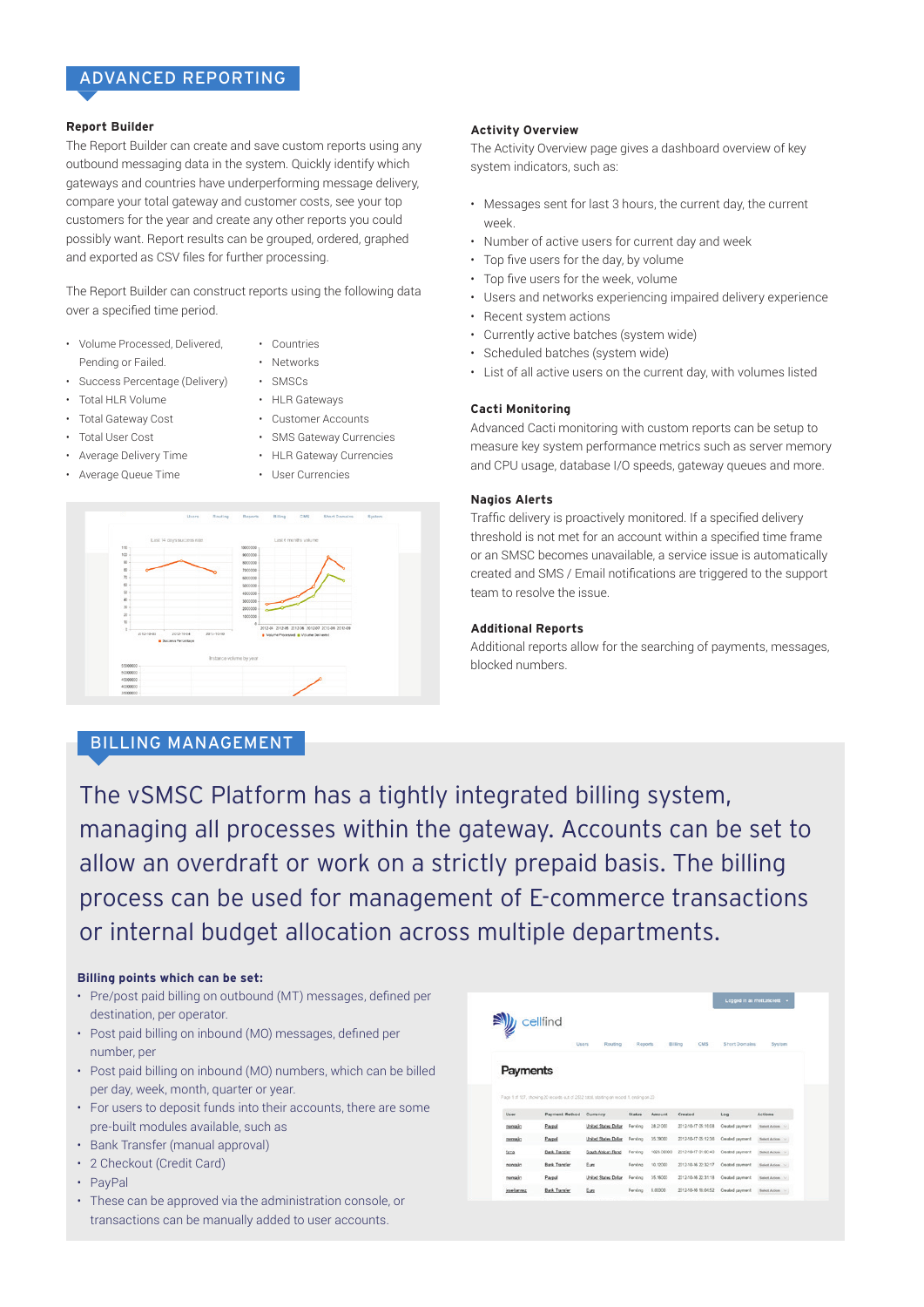## ADVANCED REPORTING

### Report Builder

The Report Builder can create and save custom reports using any outbound messaging data in the system. Quickly identify which gateways and countries have underperforming message delivery, compare your total gateway and customer costs, see your top customers for the year and create any other reports you could possibly want. Report results can be grouped, ordered, graphed and exported as CSV files for further processing.

The Report Builder can construct reports using the following data over a specified time period.

- Volume Processed, Delivered, Pending or Failed.
- Success Percentage (Delivery)
- Total HLR Volume
- Total Gateway Cost
- Total User Cost
- Average Delivery Time
- Average Queue Time
- Countries
- Networks
- SMSCs
- HLR Gateways
- Customer Accounts
- SMS Gateway Currencies
- HLR Gateway Currencies
- User Currencies

### Activity Overview

The Activity Overview page gives a dashboard overview of key system indicators, such as:

- Messages sent for last 3 hours, the current day, the current week.
- Number of active users for current day and week
- Top five users for the day, by volume
- Top five users for the week, volume
- Users and networks experiencing impaired delivery experience
- Recent system actions
- Currently active batches (system wide)
- Scheduled batches (system wide)
- List of all active users on the current day, with volumes listed

### Cacti Monitoring

Advanced Cacti monitoring with custom reports can be setup to measure key system performance metrics such as server memory and CPU usage, database I/O speeds, gateway queues and more.

### Nagios Alerts

Traffic delivery is proactively monitored. If a specified delivery threshold is not met for an account within a specified time frame or an SMSC becomes unavailable, a service issue is automatically created and SMS / Email notifications are triggered to the support team to resolve the issue.

### Additional Reports

Additional reports allow for the searching of payments, messages, blocked numbers.

## BILLING MANAGEMENT

The vSMSC Platform has a tightly integrated billing system, managing all processes within the gateway. Accounts can be set to allow an overdraft or work on a strictly prepaid basis. The billing process can be used for management of E-commerce transactions or internal budget allocation across multiple departments.

**Billing points which can be set:**

- Pre/post paid billing on outbound (MT) messages, defined per destination, per operator.
- Post paid billing on inbound (MO) messages, defined per number, per
- Post paid billing on inbound (MO) numbers, which can be billed per day, week, month, quarter or year.
- For users to deposit funds into their accounts, there are some pre-built modules available, such as
- Bank Transfer (manual approval)
- 2 Checkout (Credit Card)
- PayPal
- These can be approved via the administration console, or transactions can be manually added to user accounts.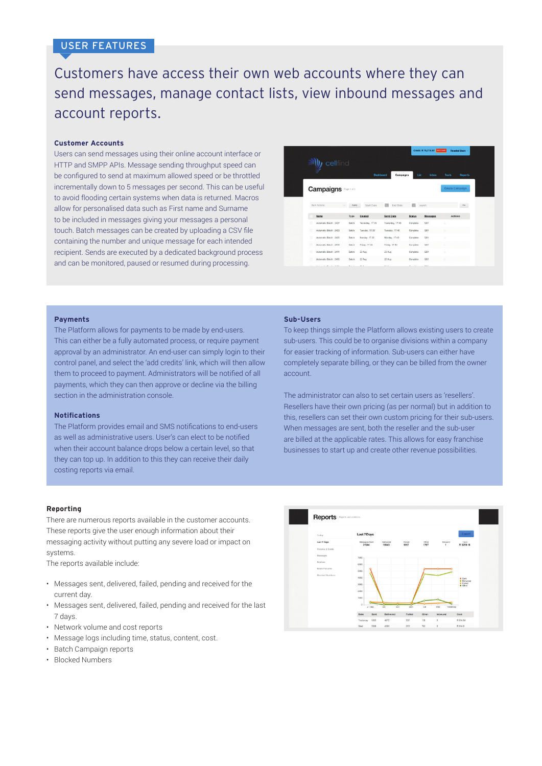## USER FEATURES

# Customers have access their own web accounts where they can send messages, manage contact lists, view inbound messages and account reports.

### Customer Accounts

Users can send messages using their online account interface or HTTP and SMPP APIs. Message sending throughput speed can be configured to send at maximum allowed speed or be throttled incrementally down to 5 messages per second. This can be useful to avoid flooding certain systems when data is returned. Macros allow for personalised data such as First name and Surname to be included in messages giving your messages a personal touch. Batch messages can be created by uploading a CSV file containing the number and unique message for each intended recipient. Sends are executed by a dedicated background process and can be monitored, paused or resumed during processing.

### Payments

The Platform allows for payments to be made by end-users. This can either be a fully automated process, or require payment approval by an administrator. An end-user can simply login to their control panel, and select the 'add credits' link, which will then allow them to proceed to payment. Administrators will be notified of all payments, which they can then approve or decline via the billing section in the administration console.

### Notifications

The Platform provides email and SMS notifications to end-users as well as administrative users. User's can elect to be notified when their account balance drops below a certain level, so that they can top up. In addition to this they can receive their daily costing reports via email.

### Sub-Users

To keep things simple the Platform allows existing users to create sub-users. This could be to organise divisions within a company for easier tracking of information. Sub-users can either have completely separate billing, or they can be billed from the owner account.

The administrator can also to set certain users as 'resellers'. Resellers have their own pricing (as per normal) but in addition to this, resellers can set their own custom pricing for their sub-users. When messages are sent, both the reseller and the sub-user are billed at the applicable rates. This allows for easy franchise businesses to start up and create other revenue possibilities.

### Reporting

There are numerous reports available in the customer accounts. These reports give the user enough information about their messaging activity without putting any severe load or impact on systems.

The reports available include:

- Messages sent, delivered, failed, pending and received for the current day.
- Messages sent, delivered, failed, pending and received for the last 7 days.
- Network volume and cost reports
- Message logs including time, status, content, cost.
- Batch Campaign reports
- Blocked Numbers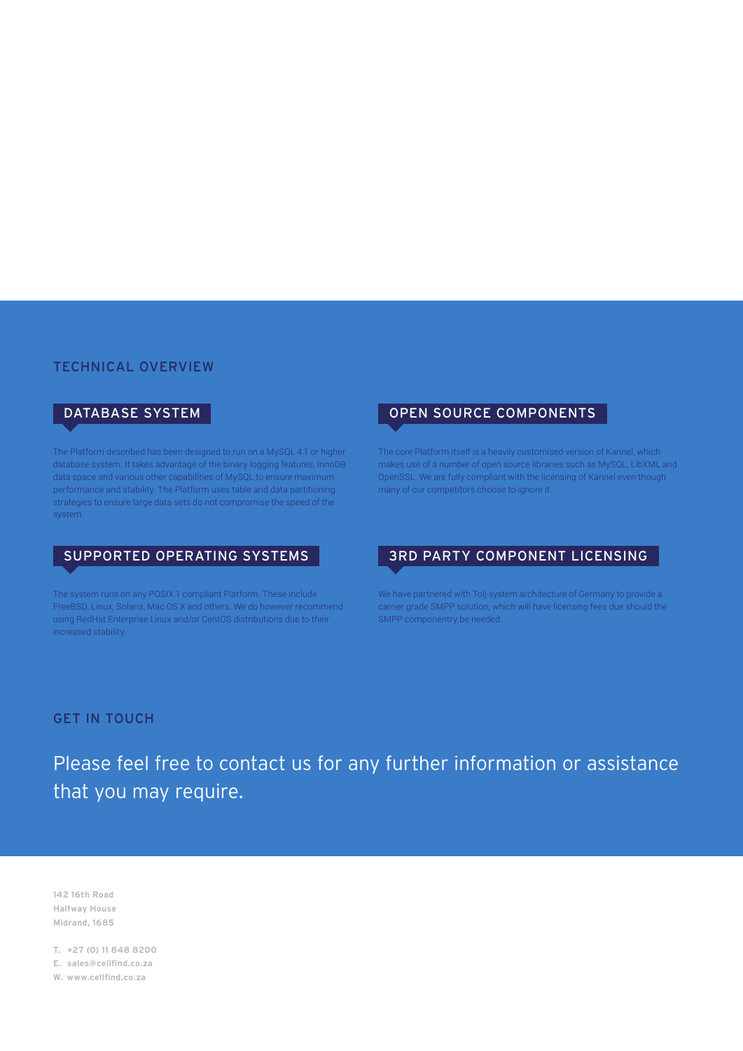## TECHNICAL OVERVIEW

### DATABASE SYSTEM

The Platform described has been designed to run on a MySQL 4.1 or higher database system. It takes advantage of the binary logging features, InnoDB data space and various other capabilities of MySQL to ensure maximum performance and stability. The Platform uses table and data partitioning strategies to ensure large data sets do not compromise the speed of the system.

### OPEN SOURCE COMPONENTS

The core Platform itself is a heavily customised version of Kannel, which makes use of a number of open source libraries such as MySQL, LibXML and OpenSSL. We are fully compliant with the licensing of Kannel even though many of our competitors choose to ignore it.

### SUPPORTED OPERATING SYSTEMS

The system runs on any POSIX.1 compliant Platform. These include FreeBSD, Linux, Solaris, Mac OS X and others. We do however recommend using RedHat Enterprise Linux and/or CentOS distributions due to their increased stability.

### 3RD PARTY COMPONENT LICENSING

We have partnered with Tolj system architecture of Germany to provide a carrier grade SMPP solution, which will have licensing fees due should the SMPP componentry be needed.

## GET IN TOUCH

Please feel free to contact us for any further information or assistance that you may require.

142 16th Road
Halfway House
Midrand, 1685

T. +27 (0) 11 848 8200
E. sales@cellfind.co.za
W. www.cellfind.co.za